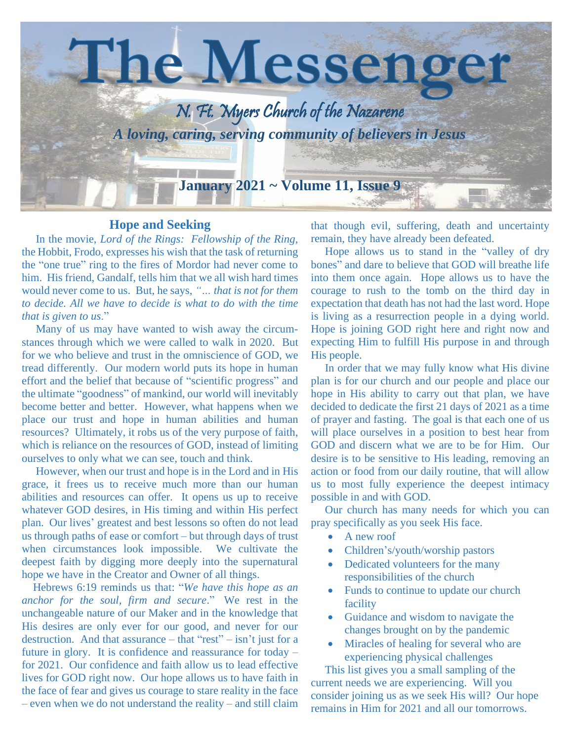# The Messenger

## N. Ft. Myers Church of the Nazarene

***A loving, caring, serving community of believers in Jesus***

**January 2021 ~ Volume 11, Issue 9**

### Hope and Seeking

In the movie, *Lord of the Rings: Fellowship of the Ring*, the Hobbit, Frodo, expresses his wish that the task of returning the "one true" ring to the fires of Mordor had never come to him. His friend, Gandalf, tells him that we all wish hard times would never come to us. But, he says, *"… that is not for them to decide. All we have to decide is what to do with the time that is given to us*."

Many of us may have wanted to wish away the circumstances through which we were called to walk in 2020. But for we who believe and trust in the omniscience of GOD, we tread differently. Our modern world puts its hope in human effort and the belief that because of "scientific progress" and the ultimate "goodness" of mankind, our world will inevitably become better and better. However, what happens when we place our trust and hope in human abilities and human resources? Ultimately, it robs us of the very purpose of faith, which is reliance on the resources of GOD, instead of limiting ourselves to only what we can see, touch and think.

However, when our trust and hope is in the Lord and in His grace, it frees us to receive much more than our human abilities and resources can offer. It opens us up to receive whatever GOD desires, in His timing and within His perfect plan. Our lives' greatest and best lessons so often do not lead us through paths of ease or comfort – but through days of trust when circumstances look impossible. We cultivate the deepest faith by digging more deeply into the supernatural hope we have in the Creator and Owner of all things.

Hebrews 6:19 reminds us that: "*We have this hope as an anchor for the soul, firm and secure*." We rest in the unchangeable nature of our Maker and in the knowledge that His desires are only ever for our good, and never for our destruction. And that assurance – that "rest" – isn't just for a future in glory. It is confidence and reassurance for today – for 2021. Our confidence and faith allow us to lead effective lives for GOD right now. Our hope allows us to have faith in the face of fear and gives us courage to stare reality in the face – even when we do not understand the reality – and still claim that though evil, suffering, death and uncertainty remain, they have already been defeated.

Hope allows us to stand in the "valley of dry bones" and dare to believe that GOD will breathe life into them once again. Hope allows us to have the courage to rush to the tomb on the third day in expectation that death has not had the last word. Hope is living as a resurrection people in a dying world. Hope is joining GOD right here and right now and expecting Him to fulfill His purpose in and through His people.

In order that we may fully know what His divine plan is for our church and our people and place our hope in His ability to carry out that plan, we have decided to dedicate the first 21 days of 2021 as a time of prayer and fasting. The goal is that each one of us will place ourselves in a position to best hear from GOD and discern what we are to be for Him. Our desire is to be sensitive to His leading, removing an action or food from our daily routine, that will allow us to most fully experience the deepest intimacy possible in and with GOD.

Our church has many needs for which you can pray specifically as you seek His face.

- A new roof
- Children's/youth/worship pastors
- Dedicated volunteers for the many responsibilities of the church
- Funds to continue to update our church facility
- Guidance and wisdom to navigate the changes brought on by the pandemic
- Miracles of healing for several who are experiencing physical challenges

This list gives you a small sampling of the current needs we are experiencing. Will you consider joining us as we seek His will? Our hope remains in Him for 2021 and all our tomorrows.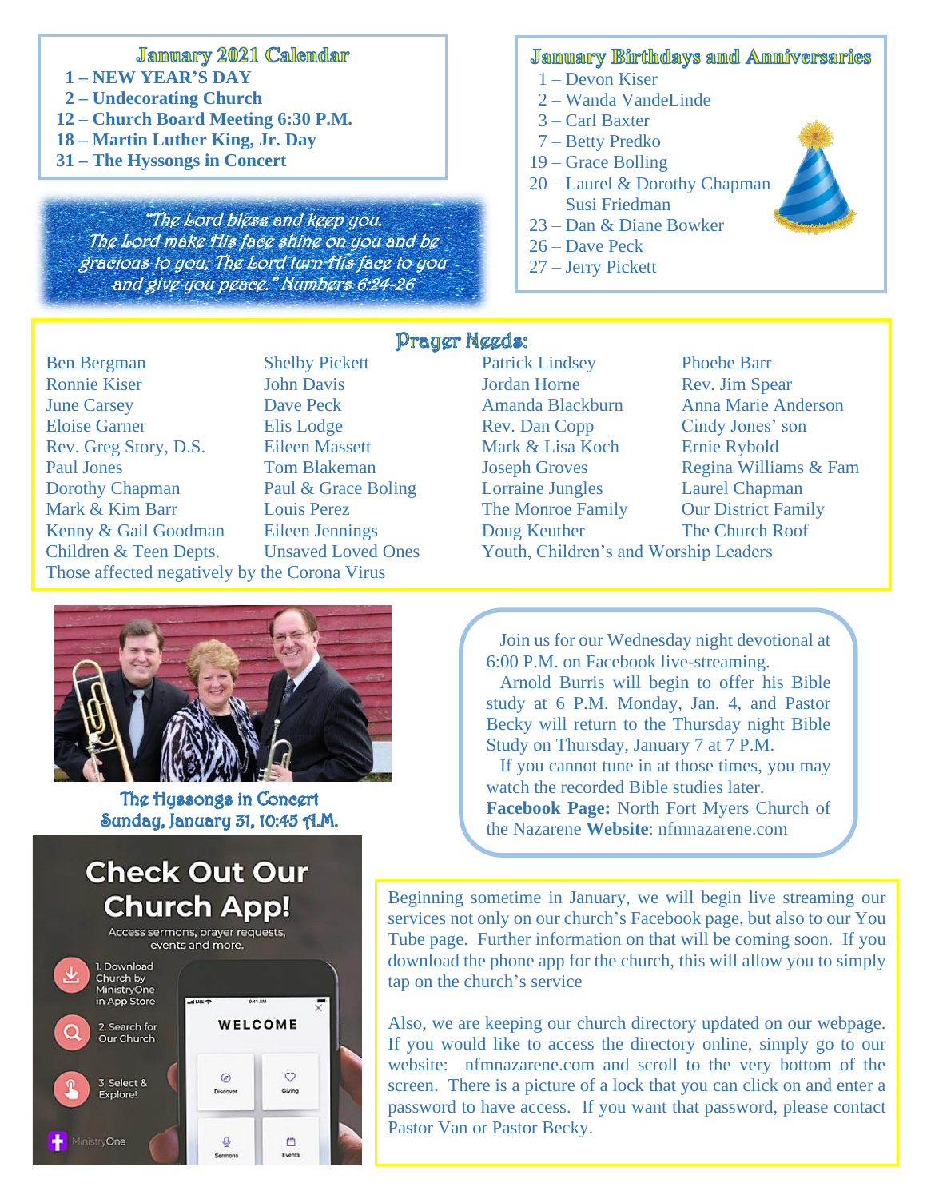## January 2021 Calendar

**1 – NEW YEAR'S DAY**
**2 – Undecorating Church**
**12 – Church Board Meeting 6:30 P.M.**
**18 – Martin Luther King, Jr. Day**
**31 – The Hyssongs in Concert**

*"The Lord bless and keep you. The Lord make His face shine on you and be gracious to you; The Lord turn His face to you and give you peace." Numbers 6:24-26*

## January Birthdays and Anniversaries

1 – Devon Kiser
2 – Wanda VandeLinde
3 – Carl Baxter
7 – Betty Predko
19 – Grace Bolling
20 – Laurel & Dorothy Chapman
Susi Friedman
23 – Dan & Diane Bowker
26 – Dave Peck
27 – Jerry Pickett

## Prayer Needs:

Ben Bergman
Ronnie Kiser
June Carsey
Eloise Garner
Rev. Greg Story, D.S.
Paul Jones
Dorothy Chapman
Mark & Kim Barr
Kenny & Gail Goodman
Children & Teen Depts.
Shelby Pickett
John Davis
Dave Peck
Elis Lodge
Eileen Massett
Tom Blakeman
Paul & Grace Boling
Louis Perez
Eileen Jennings
Unsaved Loved Ones
Patrick Lindsey
Jordan Horne
Amanda Blackburn
Rev. Dan Copp
Mark & Lisa Koch
Joseph Groves
Lorraine Jungles
The Monroe Family
Doug Keuther
Phoebe Barr
Rev. Jim Spear
Anna Marie Anderson
Cindy Jones' son
Ernie Rybold
Regina Williams & Fam
Laurel Chapman
Our District Family
The Church Roof
Youth, Children's and Worship Leaders
Those affected negatively by the Corona Virus

The Hyssongs in Concert
Sunday, January 31, 10:45 A.M.

Join us for our Wednesday night devotional at 6:00 P.M. on Facebook live-streaming.

Arnold Burris will begin to offer his Bible study at 6 P.M. Monday, Jan. 4, and Pastor Becky will return to the Thursday night Bible Study on Thursday, January 7 at 7 P.M.

If you cannot tune in at those times, you may watch the recorded Bible studies later.

**Facebook Page:** North Fort Myers Church of the Nazarene **Website**: nfmnazarene.com

## Check Out Our Church App!

Access sermons, prayer requests, events and more.

1. Download Church by MinistryOne in App Store
2. Search for Our Church
3. Select & Explore!

MinistryOne

Beginning sometime in January, we will begin live streaming our services not only on our church's Facebook page, but also to our You Tube page. Further information on that will be coming soon. If you download the phone app for the church, this will allow you to simply tap on the church's service

Also, we are keeping our church directory updated on our webpage. If you would like to access the directory online, simply go to our website: nfmnazarene.com and scroll to the very bottom of the screen. There is a picture of a lock that you can click on and enter a password to have access. If you want that password, please contact Pastor Van or Pastor Becky.